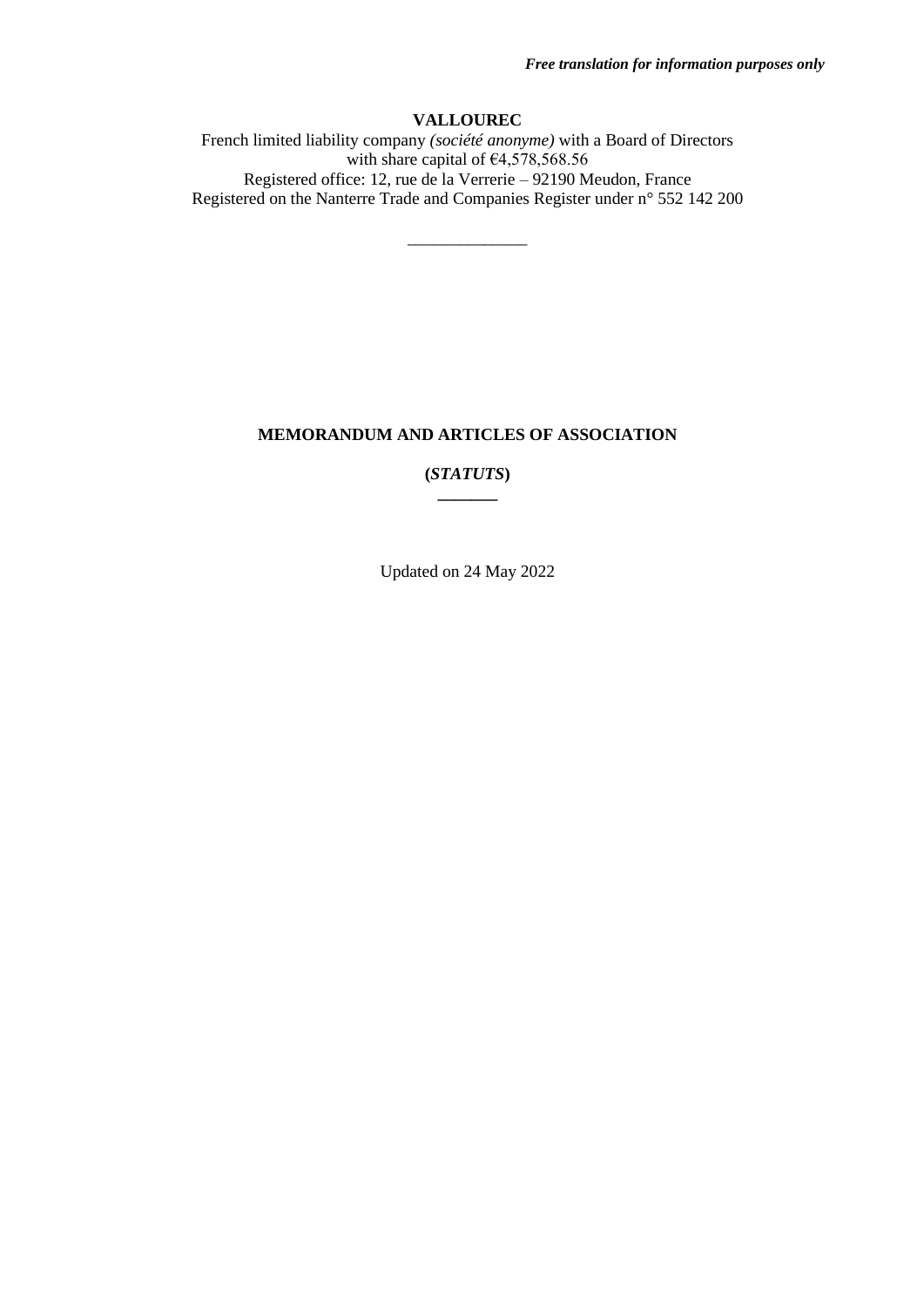*Free translation for information purposes only*

**VALLOUREC**

French limited liability company *(société anonyme)* with a Board of Directors
with share capital of €4,578,568.56
Registered office: 12, rue de la Verrerie – 92190 Meudon, France
Registered on the Nanterre Trade and Companies Register under n° 552 142 200

______________

# MEMORANDUM AND ARTICLES OF ASSOCIATION

## (*STATUTS*)

Updated on 24 May 2022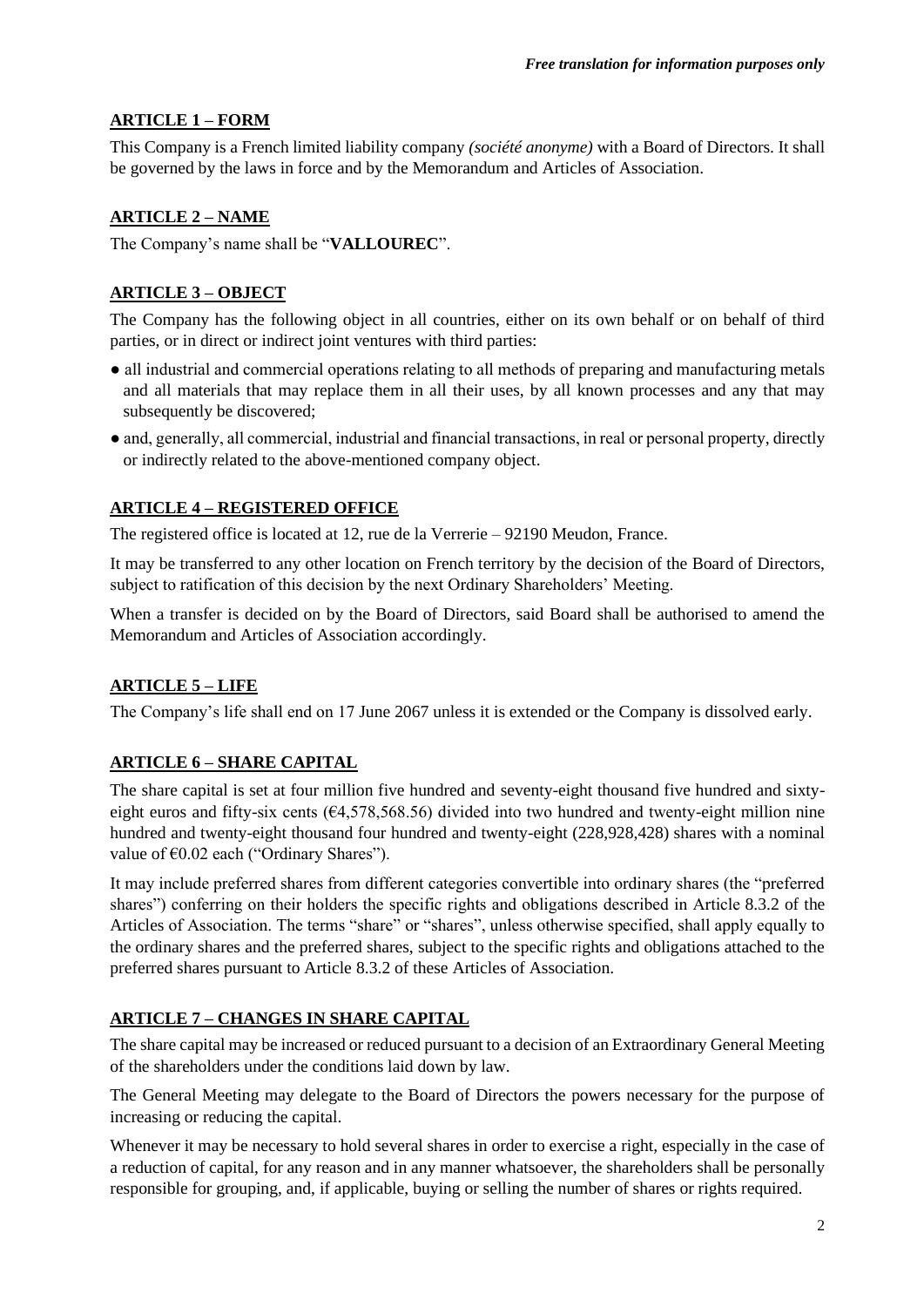*Free translation for information purposes only*

## ARTICLE 1 – FORM

This Company is a French limited liability company *(société anonyme)* with a Board of Directors. It shall be governed by the laws in force and by the Memorandum and Articles of Association.

## ARTICLE 2 – NAME

The Company's name shall be "**VALLOUREC**".

## ARTICLE 3 – OBJECT

The Company has the following object in all countries, either on its own behalf or on behalf of third parties, or in direct or indirect joint ventures with third parties:

- all industrial and commercial operations relating to all methods of preparing and manufacturing metals and all materials that may replace them in all their uses, by all known processes and any that may subsequently be discovered;
- and, generally, all commercial, industrial and financial transactions, in real or personal property, directly or indirectly related to the above-mentioned company object.

## ARTICLE 4 – REGISTERED OFFICE

The registered office is located at 12, rue de la Verrerie – 92190 Meudon, France.

It may be transferred to any other location on French territory by the decision of the Board of Directors, subject to ratification of this decision by the next Ordinary Shareholders' Meeting.

When a transfer is decided on by the Board of Directors, said Board shall be authorised to amend the Memorandum and Articles of Association accordingly.

## ARTICLE 5 – LIFE

The Company's life shall end on 17 June 2067 unless it is extended or the Company is dissolved early.

## ARTICLE 6 – SHARE CAPITAL

The share capital is set at four million five hundred and seventy-eight thousand five hundred and sixty-eight euros and fifty-six cents (€4,578,568.56) divided into two hundred and twenty-eight million nine hundred and twenty-eight thousand four hundred and twenty-eight (228,928,428) shares with a nominal value of €0.02 each ("Ordinary Shares").

It may include preferred shares from different categories convertible into ordinary shares (the "preferred shares") conferring on their holders the specific rights and obligations described in Article 8.3.2 of the Articles of Association. The terms "share" or "shares", unless otherwise specified, shall apply equally to the ordinary shares and the preferred shares, subject to the specific rights and obligations attached to the preferred shares pursuant to Article 8.3.2 of these Articles of Association.

## ARTICLE 7 – CHANGES IN SHARE CAPITAL

The share capital may be increased or reduced pursuant to a decision of an Extraordinary General Meeting of the shareholders under the conditions laid down by law.

The General Meeting may delegate to the Board of Directors the powers necessary for the purpose of increasing or reducing the capital.

Whenever it may be necessary to hold several shares in order to exercise a right, especially in the case of a reduction of capital, for any reason and in any manner whatsoever, the shareholders shall be personally responsible for grouping, and, if applicable, buying or selling the number of shares or rights required.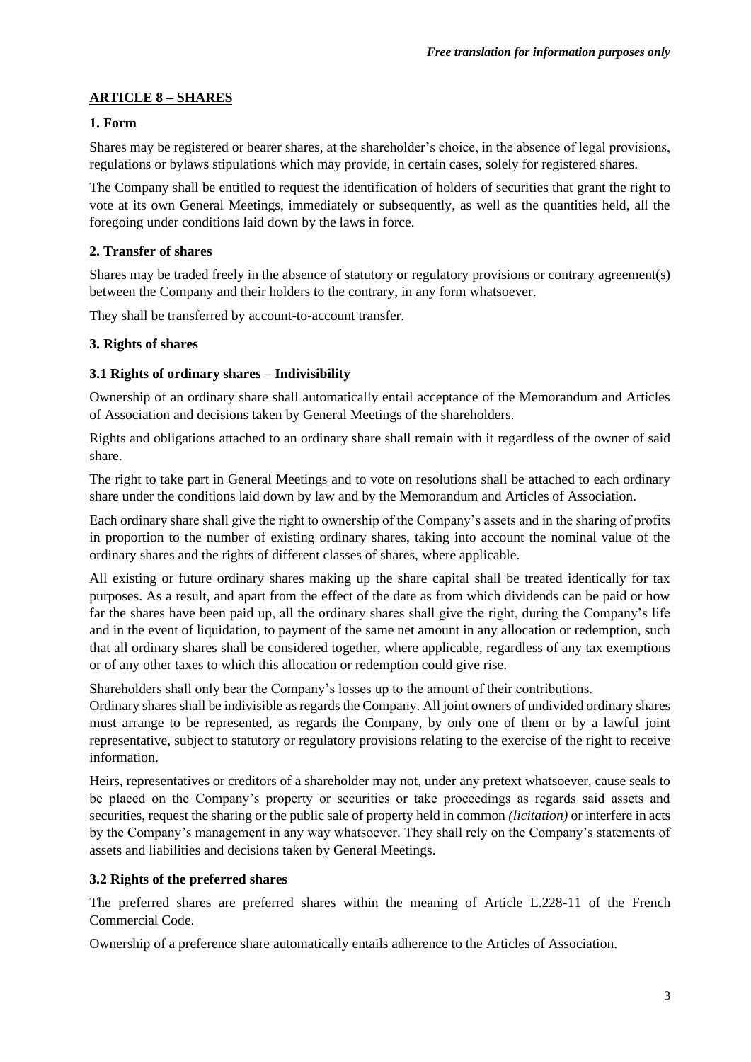*Free translation for information purposes only*

## ARTICLE 8 – SHARES

### 1. Form

Shares may be registered or bearer shares, at the shareholder's choice, in the absence of legal provisions, regulations or bylaws stipulations which may provide, in certain cases, solely for registered shares.

The Company shall be entitled to request the identification of holders of securities that grant the right to vote at its own General Meetings, immediately or subsequently, as well as the quantities held, all the foregoing under conditions laid down by the laws in force.

### 2. Transfer of shares

Shares may be traded freely in the absence of statutory or regulatory provisions or contrary agreement(s) between the Company and their holders to the contrary, in any form whatsoever.

They shall be transferred by account-to-account transfer.

### 3. Rights of shares

#### 3.1 Rights of ordinary shares – Indivisibility

Ownership of an ordinary share shall automatically entail acceptance of the Memorandum and Articles of Association and decisions taken by General Meetings of the shareholders.

Rights and obligations attached to an ordinary share shall remain with it regardless of the owner of said share.

The right to take part in General Meetings and to vote on resolutions shall be attached to each ordinary share under the conditions laid down by law and by the Memorandum and Articles of Association.

Each ordinary share shall give the right to ownership of the Company's assets and in the sharing of profits in proportion to the number of existing ordinary shares, taking into account the nominal value of the ordinary shares and the rights of different classes of shares, where applicable.

All existing or future ordinary shares making up the share capital shall be treated identically for tax purposes. As a result, and apart from the effect of the date as from which dividends can be paid or how far the shares have been paid up, all the ordinary shares shall give the right, during the Company's life and in the event of liquidation, to payment of the same net amount in any allocation or redemption, such that all ordinary shares shall be considered together, where applicable, regardless of any tax exemptions or of any other taxes to which this allocation or redemption could give rise.

Shareholders shall only bear the Company's losses up to the amount of their contributions.

Ordinary shares shall be indivisible as regards the Company. All joint owners of undivided ordinary shares must arrange to be represented, as regards the Company, by only one of them or by a lawful joint representative, subject to statutory or regulatory provisions relating to the exercise of the right to receive information.

Heirs, representatives or creditors of a shareholder may not, under any pretext whatsoever, cause seals to be placed on the Company's property or securities or take proceedings as regards said assets and securities, request the sharing or the public sale of property held in common *(licitation)* or interfere in acts by the Company's management in any way whatsoever. They shall rely on the Company's statements of assets and liabilities and decisions taken by General Meetings.

#### 3.2 Rights of the preferred shares

The preferred shares are preferred shares within the meaning of Article L.228-11 of the French Commercial Code.

Ownership of a preference share automatically entails adherence to the Articles of Association.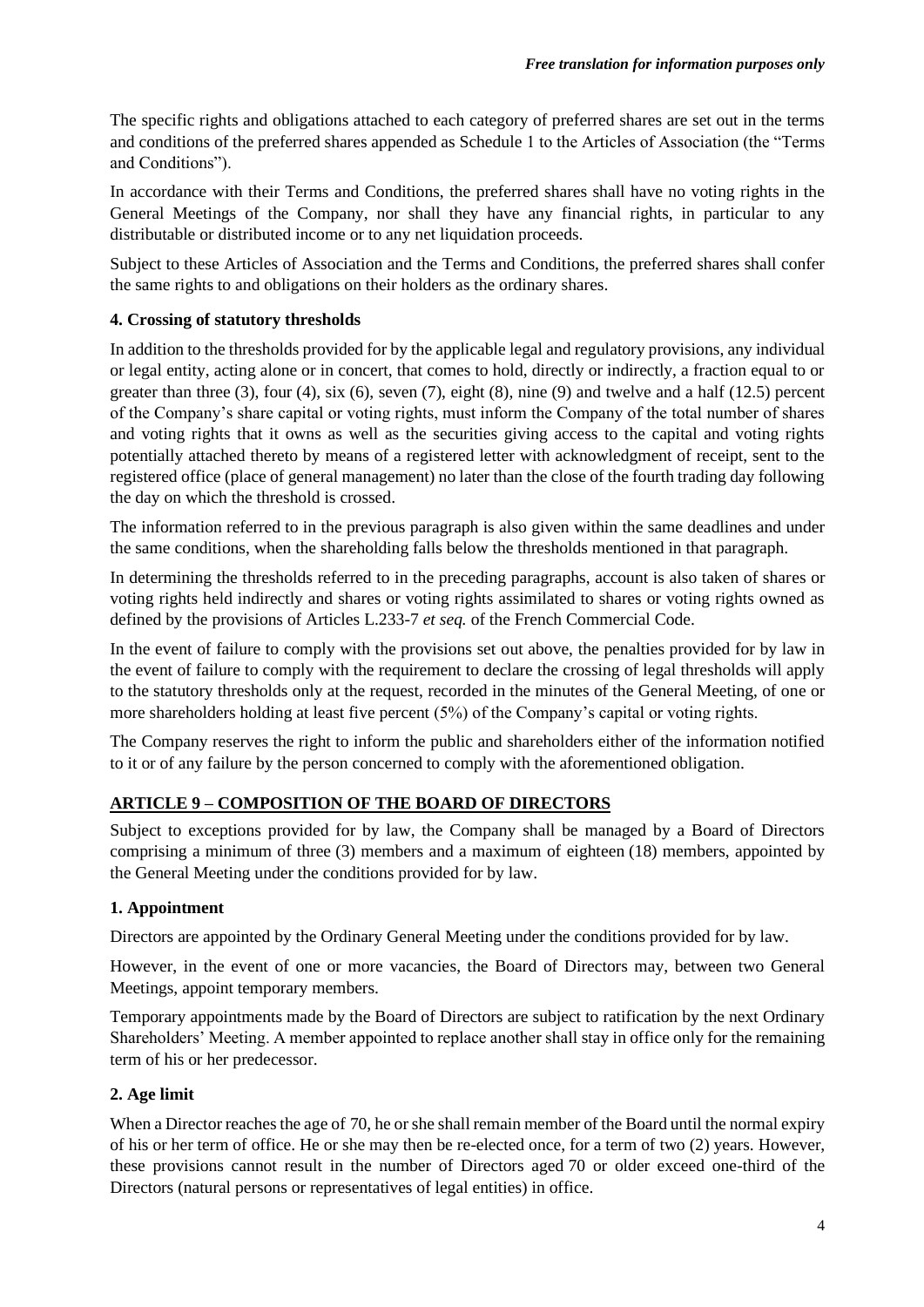The specific rights and obligations attached to each category of preferred shares are set out in the terms and conditions of the preferred shares appended as Schedule 1 to the Articles of Association (the "Terms and Conditions").

In accordance with their Terms and Conditions, the preferred shares shall have no voting rights in the General Meetings of the Company, nor shall they have any financial rights, in particular to any distributable or distributed income or to any net liquidation proceeds.

Subject to these Articles of Association and the Terms and Conditions, the preferred shares shall confer the same rights to and obligations on their holders as the ordinary shares.

### 4. Crossing of statutory thresholds

In addition to the thresholds provided for by the applicable legal and regulatory provisions, any individual or legal entity, acting alone or in concert, that comes to hold, directly or indirectly, a fraction equal to or greater than three (3), four (4), six (6), seven (7), eight (8), nine (9) and twelve and a half (12.5) percent of the Company's share capital or voting rights, must inform the Company of the total number of shares and voting rights that it owns as well as the securities giving access to the capital and voting rights potentially attached thereto by means of a registered letter with acknowledgment of receipt, sent to the registered office (place of general management) no later than the close of the fourth trading day following the day on which the threshold is crossed.

The information referred to in the previous paragraph is also given within the same deadlines and under the same conditions, when the shareholding falls below the thresholds mentioned in that paragraph.

In determining the thresholds referred to in the preceding paragraphs, account is also taken of shares or voting rights held indirectly and shares or voting rights assimilated to shares or voting rights owned as defined by the provisions of Articles L.233-7 *et seq.* of the French Commercial Code.

In the event of failure to comply with the provisions set out above, the penalties provided for by law in the event of failure to comply with the requirement to declare the crossing of legal thresholds will apply to the statutory thresholds only at the request, recorded in the minutes of the General Meeting, of one or more shareholders holding at least five percent (5%) of the Company's capital or voting rights.

The Company reserves the right to inform the public and shareholders either of the information notified to it or of any failure by the person concerned to comply with the aforementioned obligation.

## ARTICLE 9 – COMPOSITION OF THE BOARD OF DIRECTORS

Subject to exceptions provided for by law, the Company shall be managed by a Board of Directors comprising a minimum of three (3) members and a maximum of eighteen (18) members, appointed by the General Meeting under the conditions provided for by law.

### 1. Appointment

Directors are appointed by the Ordinary General Meeting under the conditions provided for by law.

However, in the event of one or more vacancies, the Board of Directors may, between two General Meetings, appoint temporary members.

Temporary appointments made by the Board of Directors are subject to ratification by the next Ordinary Shareholders' Meeting. A member appointed to replace another shall stay in office only for the remaining term of his or her predecessor.

### 2. Age limit

When a Director reaches the age of 70, he or she shall remain member of the Board until the normal expiry of his or her term of office. He or she may then be re-elected once, for a term of two (2) years. However, these provisions cannot result in the number of Directors aged 70 or older exceed one-third of the Directors (natural persons or representatives of legal entities) in office.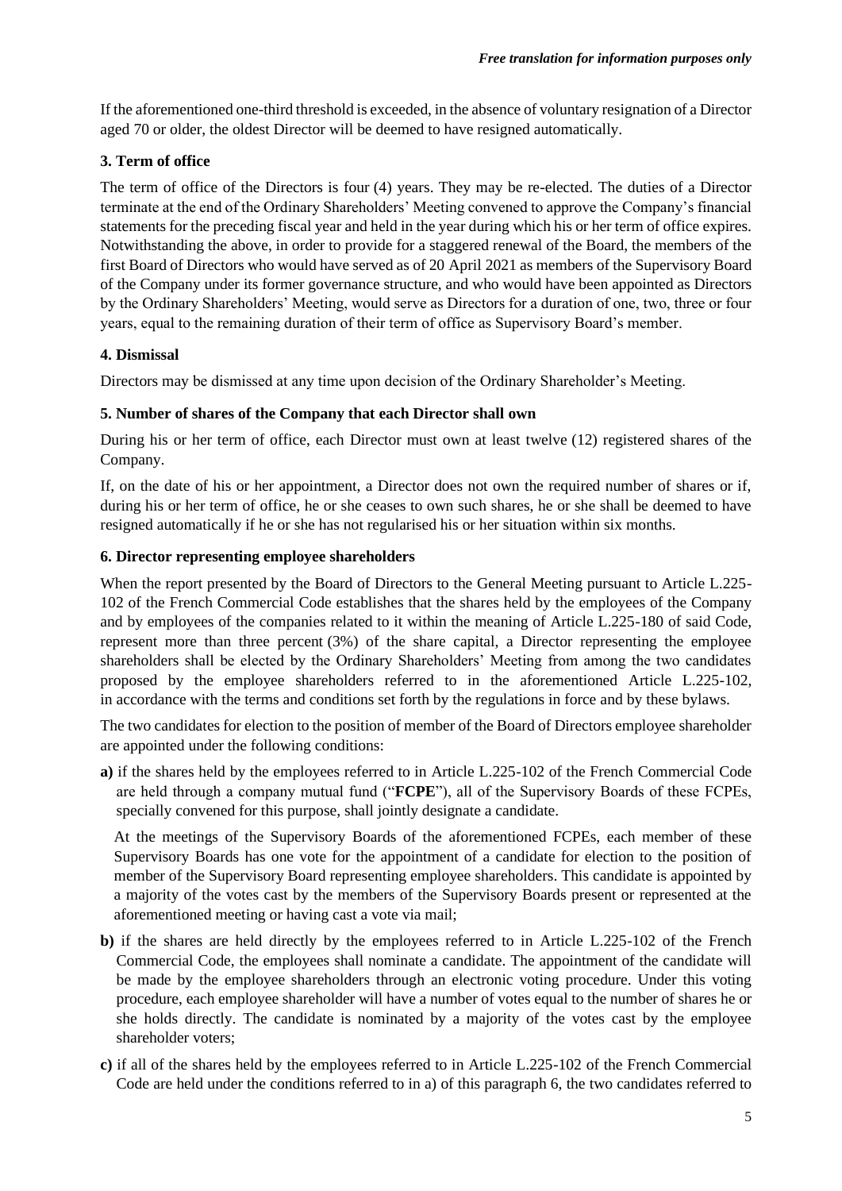If the aforementioned one-third threshold is exceeded, in the absence of voluntary resignation of a Director aged 70 or older, the oldest Director will be deemed to have resigned automatically.

### 3. Term of office

The term of office of the Directors is four (4) years. They may be re-elected. The duties of a Director terminate at the end of the Ordinary Shareholders' Meeting convened to approve the Company's financial statements for the preceding fiscal year and held in the year during which his or her term of office expires. Notwithstanding the above, in order to provide for a staggered renewal of the Board, the members of the first Board of Directors who would have served as of 20 April 2021 as members of the Supervisory Board of the Company under its former governance structure, and who would have been appointed as Directors by the Ordinary Shareholders' Meeting, would serve as Directors for a duration of one, two, three or four years, equal to the remaining duration of their term of office as Supervisory Board's member.

### 4. Dismissal

Directors may be dismissed at any time upon decision of the Ordinary Shareholder's Meeting.

### 5. Number of shares of the Company that each Director shall own

During his or her term of office, each Director must own at least twelve (12) registered shares of the Company.

If, on the date of his or her appointment, a Director does not own the required number of shares or if, during his or her term of office, he or she ceases to own such shares, he or she shall be deemed to have resigned automatically if he or she has not regularised his or her situation within six months.

### 6. Director representing employee shareholders

When the report presented by the Board of Directors to the General Meeting pursuant to Article L.225-102 of the French Commercial Code establishes that the shares held by the employees of the Company and by employees of the companies related to it within the meaning of Article L.225-180 of said Code, represent more than three percent (3%) of the share capital, a Director representing the employee shareholders shall be elected by the Ordinary Shareholders' Meeting from among the two candidates proposed by the employee shareholders referred to in the aforementioned Article L.225-102, in accordance with the terms and conditions set forth by the regulations in force and by these bylaws.

The two candidates for election to the position of member of the Board of Directors employee shareholder are appointed under the following conditions:

**a)** if the shares held by the employees referred to in Article L.225-102 of the French Commercial Code are held through a company mutual fund ("**FCPE**"), all of the Supervisory Boards of these FCPEs, specially convened for this purpose, shall jointly designate a candidate.

At the meetings of the Supervisory Boards of the aforementioned FCPEs, each member of these Supervisory Boards has one vote for the appointment of a candidate for election to the position of member of the Supervisory Board representing employee shareholders. This candidate is appointed by a majority of the votes cast by the members of the Supervisory Boards present or represented at the aforementioned meeting or having cast a vote via mail;

**b)** if the shares are held directly by the employees referred to in Article L.225-102 of the French Commercial Code, the employees shall nominate a candidate. The appointment of the candidate will be made by the employee shareholders through an electronic voting procedure. Under this voting procedure, each employee shareholder will have a number of votes equal to the number of shares he or she holds directly. The candidate is nominated by a majority of the votes cast by the employee shareholder voters;

**c)** if all of the shares held by the employees referred to in Article L.225-102 of the French Commercial Code are held under the conditions referred to in a) of this paragraph 6, the two candidates referred to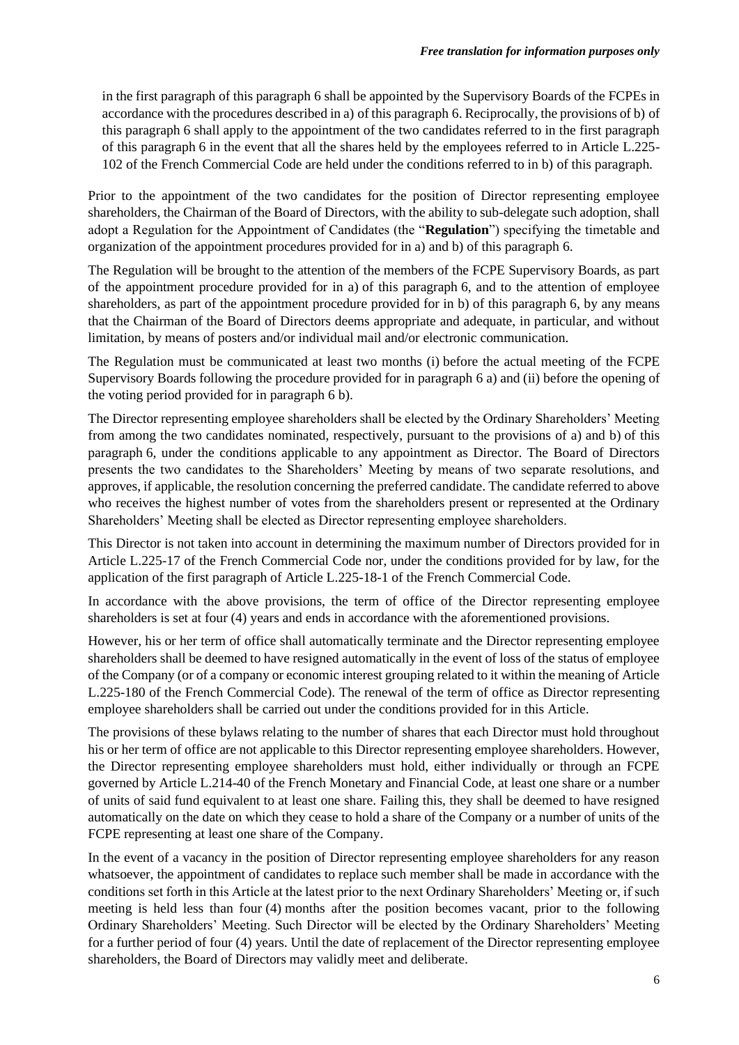in the first paragraph of this paragraph 6 shall be appointed by the Supervisory Boards of the FCPEs in accordance with the procedures described in a) of this paragraph 6. Reciprocally, the provisions of b) of this paragraph 6 shall apply to the appointment of the two candidates referred to in the first paragraph of this paragraph 6 in the event that all the shares held by the employees referred to in Article L.225-102 of the French Commercial Code are held under the conditions referred to in b) of this paragraph.

Prior to the appointment of the two candidates for the position of Director representing employee shareholders, the Chairman of the Board of Directors, with the ability to sub-delegate such adoption, shall adopt a Regulation for the Appointment of Candidates (the "**Regulation**") specifying the timetable and organization of the appointment procedures provided for in a) and b) of this paragraph 6.

The Regulation will be brought to the attention of the members of the FCPE Supervisory Boards, as part of the appointment procedure provided for in a) of this paragraph 6, and to the attention of employee shareholders, as part of the appointment procedure provided for in b) of this paragraph 6, by any means that the Chairman of the Board of Directors deems appropriate and adequate, in particular, and without limitation, by means of posters and/or individual mail and/or electronic communication.

The Regulation must be communicated at least two months (i) before the actual meeting of the FCPE Supervisory Boards following the procedure provided for in paragraph 6 a) and (ii) before the opening of the voting period provided for in paragraph 6 b).

The Director representing employee shareholders shall be elected by the Ordinary Shareholders' Meeting from among the two candidates nominated, respectively, pursuant to the provisions of a) and b) of this paragraph 6, under the conditions applicable to any appointment as Director. The Board of Directors presents the two candidates to the Shareholders' Meeting by means of two separate resolutions, and approves, if applicable, the resolution concerning the preferred candidate. The candidate referred to above who receives the highest number of votes from the shareholders present or represented at the Ordinary Shareholders' Meeting shall be elected as Director representing employee shareholders.

This Director is not taken into account in determining the maximum number of Directors provided for in Article L.225-17 of the French Commercial Code nor, under the conditions provided for by law, for the application of the first paragraph of Article L.225-18-1 of the French Commercial Code.

In accordance with the above provisions, the term of office of the Director representing employee shareholders is set at four (4) years and ends in accordance with the aforementioned provisions.

However, his or her term of office shall automatically terminate and the Director representing employee shareholders shall be deemed to have resigned automatically in the event of loss of the status of employee of the Company (or of a company or economic interest grouping related to it within the meaning of Article L.225-180 of the French Commercial Code). The renewal of the term of office as Director representing employee shareholders shall be carried out under the conditions provided for in this Article.

The provisions of these bylaws relating to the number of shares that each Director must hold throughout his or her term of office are not applicable to this Director representing employee shareholders. However, the Director representing employee shareholders must hold, either individually or through an FCPE governed by Article L.214-40 of the French Monetary and Financial Code, at least one share or a number of units of said fund equivalent to at least one share. Failing this, they shall be deemed to have resigned automatically on the date on which they cease to hold a share of the Company or a number of units of the FCPE representing at least one share of the Company.

In the event of a vacancy in the position of Director representing employee shareholders for any reason whatsoever, the appointment of candidates to replace such member shall be made in accordance with the conditions set forth in this Article at the latest prior to the next Ordinary Shareholders' Meeting or, if such meeting is held less than four (4) months after the position becomes vacant, prior to the following Ordinary Shareholders' Meeting. Such Director will be elected by the Ordinary Shareholders' Meeting for a further period of four (4) years. Until the date of replacement of the Director representing employee shareholders, the Board of Directors may validly meet and deliberate.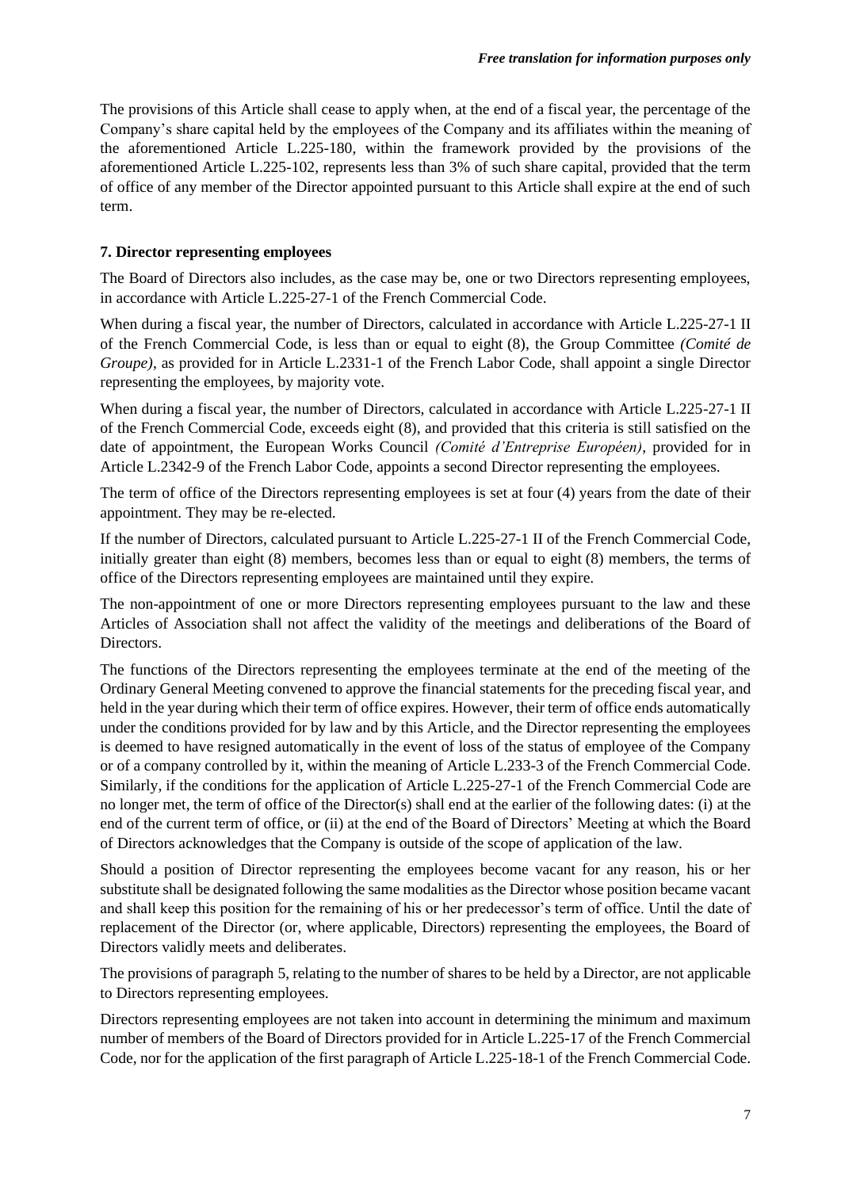The provisions of this Article shall cease to apply when, at the end of a fiscal year, the percentage of the Company's share capital held by the employees of the Company and its affiliates within the meaning of the aforementioned Article L.225-180, within the framework provided by the provisions of the aforementioned Article L.225-102, represents less than 3% of such share capital, provided that the term of office of any member of the Director appointed pursuant to this Article shall expire at the end of such term.

### 7. Director representing employees

The Board of Directors also includes, as the case may be, one or two Directors representing employees, in accordance with Article L.225-27-1 of the French Commercial Code.

When during a fiscal year, the number of Directors, calculated in accordance with Article L.225-27-1 II of the French Commercial Code, is less than or equal to eight (8), the Group Committee *(Comité de Groupe)*, as provided for in Article L.2331-1 of the French Labor Code, shall appoint a single Director representing the employees, by majority vote.

When during a fiscal year, the number of Directors, calculated in accordance with Article L.225-27-1 II of the French Commercial Code, exceeds eight (8), and provided that this criteria is still satisfied on the date of appointment, the European Works Council *(Comité d'Entreprise Européen)*, provided for in Article L.2342-9 of the French Labor Code, appoints a second Director representing the employees.

The term of office of the Directors representing employees is set at four (4) years from the date of their appointment. They may be re-elected.

If the number of Directors, calculated pursuant to Article L.225-27-1 II of the French Commercial Code, initially greater than eight (8) members, becomes less than or equal to eight (8) members, the terms of office of the Directors representing employees are maintained until they expire.

The non-appointment of one or more Directors representing employees pursuant to the law and these Articles of Association shall not affect the validity of the meetings and deliberations of the Board of Directors.

The functions of the Directors representing the employees terminate at the end of the meeting of the Ordinary General Meeting convened to approve the financial statements for the preceding fiscal year, and held in the year during which their term of office expires. However, their term of office ends automatically under the conditions provided for by law and by this Article, and the Director representing the employees is deemed to have resigned automatically in the event of loss of the status of employee of the Company or of a company controlled by it, within the meaning of Article L.233-3 of the French Commercial Code. Similarly, if the conditions for the application of Article L.225-27-1 of the French Commercial Code are no longer met, the term of office of the Director(s) shall end at the earlier of the following dates: (i) at the end of the current term of office, or (ii) at the end of the Board of Directors' Meeting at which the Board of Directors acknowledges that the Company is outside of the scope of application of the law.

Should a position of Director representing the employees become vacant for any reason, his or her substitute shall be designated following the same modalities as the Director whose position became vacant and shall keep this position for the remaining of his or her predecessor's term of office. Until the date of replacement of the Director (or, where applicable, Directors) representing the employees, the Board of Directors validly meets and deliberates.

The provisions of paragraph 5, relating to the number of shares to be held by a Director, are not applicable to Directors representing employees.

Directors representing employees are not taken into account in determining the minimum and maximum number of members of the Board of Directors provided for in Article L.225-17 of the French Commercial Code, nor for the application of the first paragraph of Article L.225-18-1 of the French Commercial Code.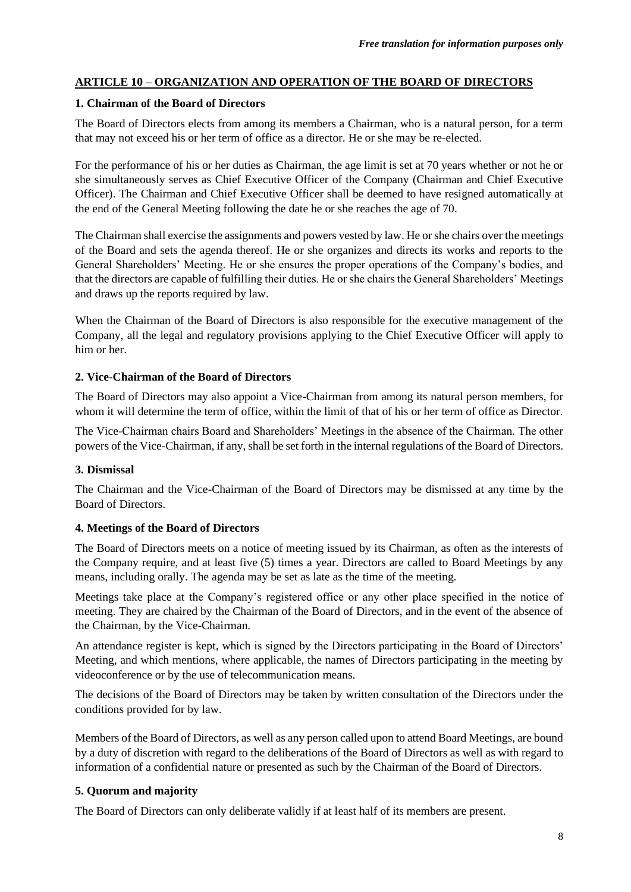## ARTICLE 10 – ORGANIZATION AND OPERATION OF THE BOARD OF DIRECTORS

### 1. Chairman of the Board of Directors

The Board of Directors elects from among its members a Chairman, who is a natural person, for a term that may not exceed his or her term of office as a director. He or she may be re-elected.

For the performance of his or her duties as Chairman, the age limit is set at 70 years whether or not he or she simultaneously serves as Chief Executive Officer of the Company (Chairman and Chief Executive Officer). The Chairman and Chief Executive Officer shall be deemed to have resigned automatically at the end of the General Meeting following the date he or she reaches the age of 70.

The Chairman shall exercise the assignments and powers vested by law. He or she chairs over the meetings of the Board and sets the agenda thereof. He or she organizes and directs its works and reports to the General Shareholders' Meeting. He or she ensures the proper operations of the Company's bodies, and that the directors are capable of fulfilling their duties. He or she chairs the General Shareholders' Meetings and draws up the reports required by law.

When the Chairman of the Board of Directors is also responsible for the executive management of the Company, all the legal and regulatory provisions applying to the Chief Executive Officer will apply to him or her.

### 2. Vice-Chairman of the Board of Directors

The Board of Directors may also appoint a Vice-Chairman from among its natural person members, for whom it will determine the term of office, within the limit of that of his or her term of office as Director.

The Vice-Chairman chairs Board and Shareholders' Meetings in the absence of the Chairman. The other powers of the Vice-Chairman, if any, shall be set forth in the internal regulations of the Board of Directors.

### 3. Dismissal

The Chairman and the Vice-Chairman of the Board of Directors may be dismissed at any time by the Board of Directors.

### 4. Meetings of the Board of Directors

The Board of Directors meets on a notice of meeting issued by its Chairman, as often as the interests of the Company require, and at least five (5) times a year. Directors are called to Board Meetings by any means, including orally. The agenda may be set as late as the time of the meeting.

Meetings take place at the Company's registered office or any other place specified in the notice of meeting. They are chaired by the Chairman of the Board of Directors, and in the event of the absence of the Chairman, by the Vice-Chairman.

An attendance register is kept, which is signed by the Directors participating in the Board of Directors' Meeting, and which mentions, where applicable, the names of Directors participating in the meeting by videoconference or by the use of telecommunication means.

The decisions of the Board of Directors may be taken by written consultation of the Directors under the conditions provided for by law.

Members of the Board of Directors, as well as any person called upon to attend Board Meetings, are bound by a duty of discretion with regard to the deliberations of the Board of Directors as well as with regard to information of a confidential nature or presented as such by the Chairman of the Board of Directors.

### 5. Quorum and majority

The Board of Directors can only deliberate validly if at least half of its members are present.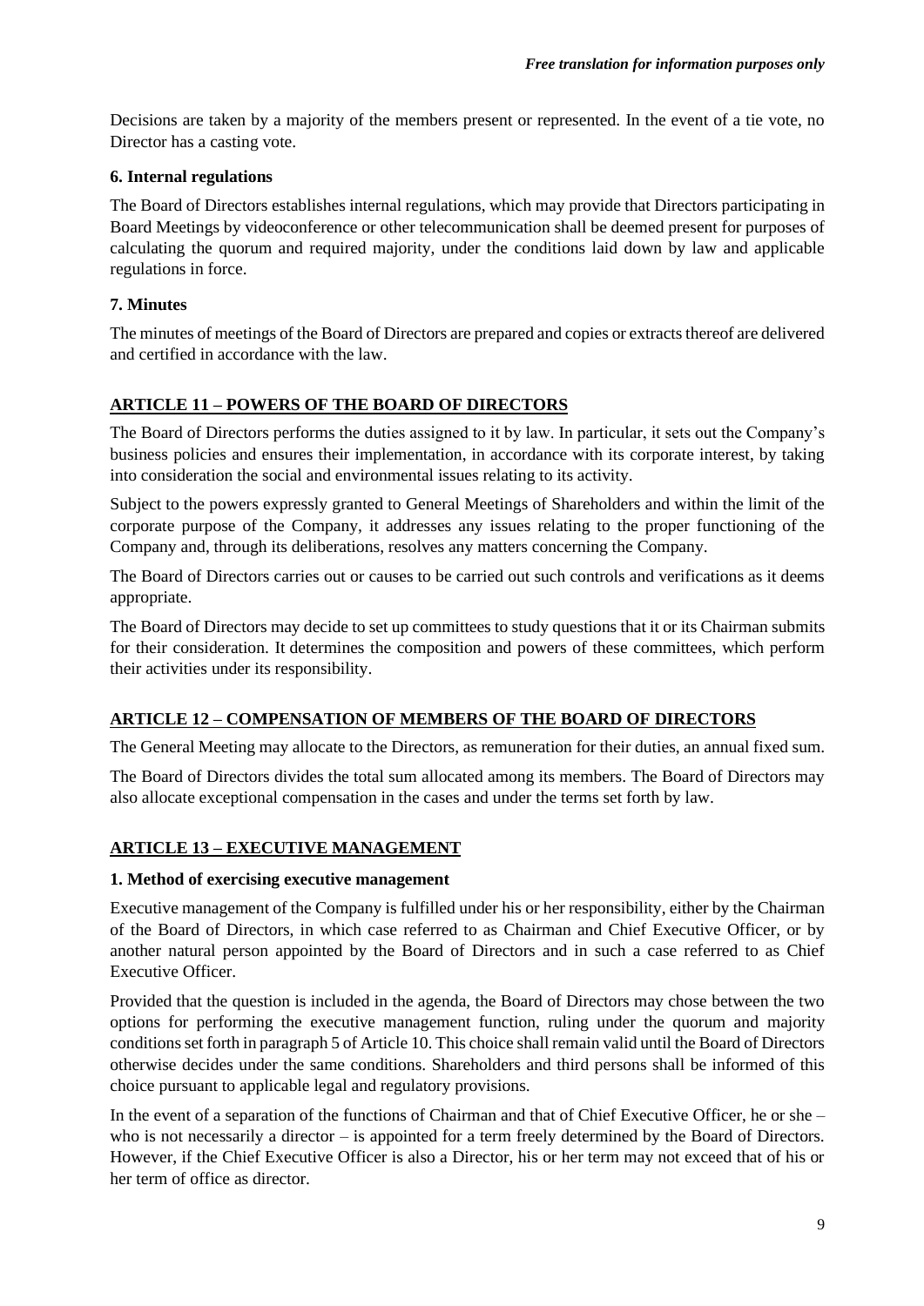Decisions are taken by a majority of the members present or represented. In the event of a tie vote, no Director has a casting vote.

### 6. Internal regulations

The Board of Directors establishes internal regulations, which may provide that Directors participating in Board Meetings by videoconference or other telecommunication shall be deemed present for purposes of calculating the quorum and required majority, under the conditions laid down by law and applicable regulations in force.

### 7. Minutes

The minutes of meetings of the Board of Directors are prepared and copies or extracts thereof are delivered and certified in accordance with the law.

## ARTICLE 11 – POWERS OF THE BOARD OF DIRECTORS

The Board of Directors performs the duties assigned to it by law. In particular, it sets out the Company's business policies and ensures their implementation, in accordance with its corporate interest, by taking into consideration the social and environmental issues relating to its activity.

Subject to the powers expressly granted to General Meetings of Shareholders and within the limit of the corporate purpose of the Company, it addresses any issues relating to the proper functioning of the Company and, through its deliberations, resolves any matters concerning the Company.

The Board of Directors carries out or causes to be carried out such controls and verifications as it deems appropriate.

The Board of Directors may decide to set up committees to study questions that it or its Chairman submits for their consideration. It determines the composition and powers of these committees, which perform their activities under its responsibility.

## ARTICLE 12 – COMPENSATION OF MEMBERS OF THE BOARD OF DIRECTORS

The General Meeting may allocate to the Directors, as remuneration for their duties, an annual fixed sum.

The Board of Directors divides the total sum allocated among its members. The Board of Directors may also allocate exceptional compensation in the cases and under the terms set forth by law.

## ARTICLE 13 – EXECUTIVE MANAGEMENT

### 1. Method of exercising executive management

Executive management of the Company is fulfilled under his or her responsibility, either by the Chairman of the Board of Directors, in which case referred to as Chairman and Chief Executive Officer, or by another natural person appointed by the Board of Directors and in such a case referred to as Chief Executive Officer.

Provided that the question is included in the agenda, the Board of Directors may chose between the two options for performing the executive management function, ruling under the quorum and majority conditions set forth in paragraph 5 of Article 10. This choice shall remain valid until the Board of Directors otherwise decides under the same conditions. Shareholders and third persons shall be informed of this choice pursuant to applicable legal and regulatory provisions.

In the event of a separation of the functions of Chairman and that of Chief Executive Officer, he or she – who is not necessarily a director – is appointed for a term freely determined by the Board of Directors. However, if the Chief Executive Officer is also a Director, his or her term may not exceed that of his or her term of office as director.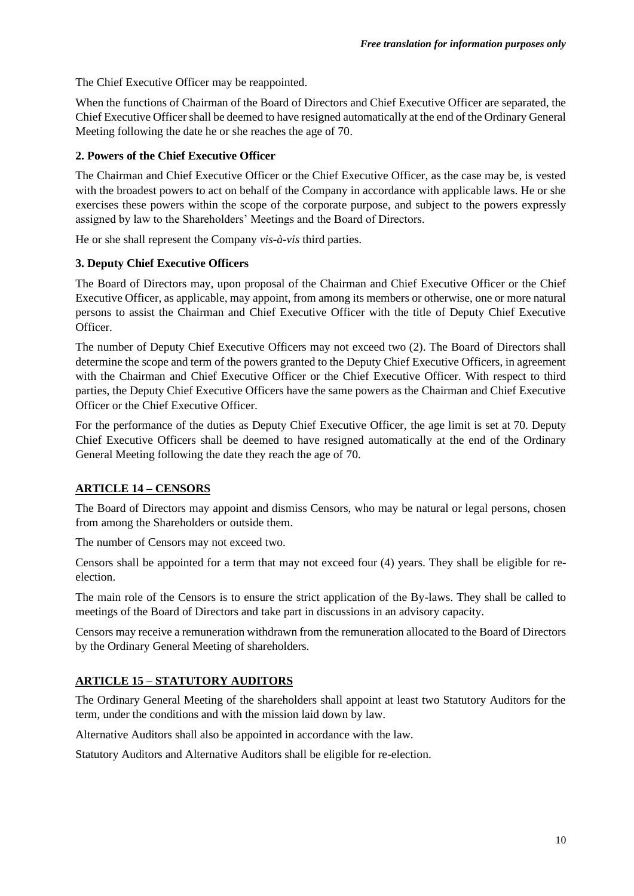The Chief Executive Officer may be reappointed.

When the functions of Chairman of the Board of Directors and Chief Executive Officer are separated, the Chief Executive Officer shall be deemed to have resigned automatically at the end of the Ordinary General Meeting following the date he or she reaches the age of 70.

### 2. Powers of the Chief Executive Officer

The Chairman and Chief Executive Officer or the Chief Executive Officer, as the case may be, is vested with the broadest powers to act on behalf of the Company in accordance with applicable laws. He or she exercises these powers within the scope of the corporate purpose, and subject to the powers expressly assigned by law to the Shareholders' Meetings and the Board of Directors.

He or she shall represent the Company *vis-à-vis* third parties.

### 3. Deputy Chief Executive Officers

The Board of Directors may, upon proposal of the Chairman and Chief Executive Officer or the Chief Executive Officer, as applicable, may appoint, from among its members or otherwise, one or more natural persons to assist the Chairman and Chief Executive Officer with the title of Deputy Chief Executive Officer.

The number of Deputy Chief Executive Officers may not exceed two (2). The Board of Directors shall determine the scope and term of the powers granted to the Deputy Chief Executive Officers, in agreement with the Chairman and Chief Executive Officer or the Chief Executive Officer. With respect to third parties, the Deputy Chief Executive Officers have the same powers as the Chairman and Chief Executive Officer or the Chief Executive Officer.

For the performance of the duties as Deputy Chief Executive Officer, the age limit is set at 70. Deputy Chief Executive Officers shall be deemed to have resigned automatically at the end of the Ordinary General Meeting following the date they reach the age of 70.

## ARTICLE 14 – CENSORS

The Board of Directors may appoint and dismiss Censors, who may be natural or legal persons, chosen from among the Shareholders or outside them.

The number of Censors may not exceed two.

Censors shall be appointed for a term that may not exceed four (4) years. They shall be eligible for re-election.

The main role of the Censors is to ensure the strict application of the By-laws. They shall be called to meetings of the Board of Directors and take part in discussions in an advisory capacity.

Censors may receive a remuneration withdrawn from the remuneration allocated to the Board of Directors by the Ordinary General Meeting of shareholders.

## ARTICLE 15 – STATUTORY AUDITORS

The Ordinary General Meeting of the shareholders shall appoint at least two Statutory Auditors for the term, under the conditions and with the mission laid down by law.

Alternative Auditors shall also be appointed in accordance with the law.

Statutory Auditors and Alternative Auditors shall be eligible for re-election.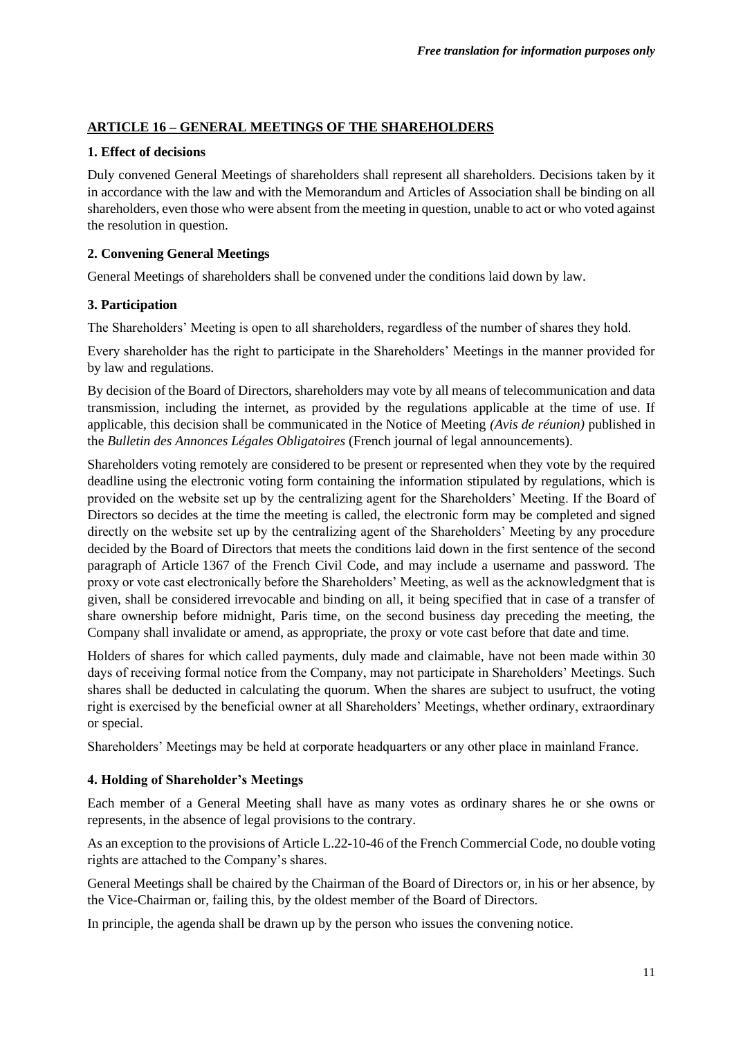## ARTICLE 16 – GENERAL MEETINGS OF THE SHAREHOLDERS

### 1. Effect of decisions

Duly convened General Meetings of shareholders shall represent all shareholders. Decisions taken by it in accordance with the law and with the Memorandum and Articles of Association shall be binding on all shareholders, even those who were absent from the meeting in question, unable to act or who voted against the resolution in question.

### 2. Convening General Meetings

General Meetings of shareholders shall be convened under the conditions laid down by law.

### 3. Participation

The Shareholders' Meeting is open to all shareholders, regardless of the number of shares they hold.

Every shareholder has the right to participate in the Shareholders' Meetings in the manner provided for by law and regulations.

By decision of the Board of Directors, shareholders may vote by all means of telecommunication and data transmission, including the internet, as provided by the regulations applicable at the time of use. If applicable, this decision shall be communicated in the Notice of Meeting *(Avis de réunion)* published in the *Bulletin des Annonces Légales Obligatoires* (French journal of legal announcements).

Shareholders voting remotely are considered to be present or represented when they vote by the required deadline using the electronic voting form containing the information stipulated by regulations, which is provided on the website set up by the centralizing agent for the Shareholders' Meeting. If the Board of Directors so decides at the time the meeting is called, the electronic form may be completed and signed directly on the website set up by the centralizing agent of the Shareholders' Meeting by any procedure decided by the Board of Directors that meets the conditions laid down in the first sentence of the second paragraph of Article 1367 of the French Civil Code, and may include a username and password. The proxy or vote cast electronically before the Shareholders' Meeting, as well as the acknowledgment that is given, shall be considered irrevocable and binding on all, it being specified that in case of a transfer of share ownership before midnight, Paris time, on the second business day preceding the meeting, the Company shall invalidate or amend, as appropriate, the proxy or vote cast before that date and time.

Holders of shares for which called payments, duly made and claimable, have not been made within 30 days of receiving formal notice from the Company, may not participate in Shareholders' Meetings. Such shares shall be deducted in calculating the quorum. When the shares are subject to usufruct, the voting right is exercised by the beneficial owner at all Shareholders' Meetings, whether ordinary, extraordinary or special.

Shareholders' Meetings may be held at corporate headquarters or any other place in mainland France.

### 4. Holding of Shareholder's Meetings

Each member of a General Meeting shall have as many votes as ordinary shares he or she owns or represents, in the absence of legal provisions to the contrary.

As an exception to the provisions of Article L.22-10-46 of the French Commercial Code, no double voting rights are attached to the Company's shares.

General Meetings shall be chaired by the Chairman of the Board of Directors or, in his or her absence, by the Vice-Chairman or, failing this, by the oldest member of the Board of Directors.

In principle, the agenda shall be drawn up by the person who issues the convening notice.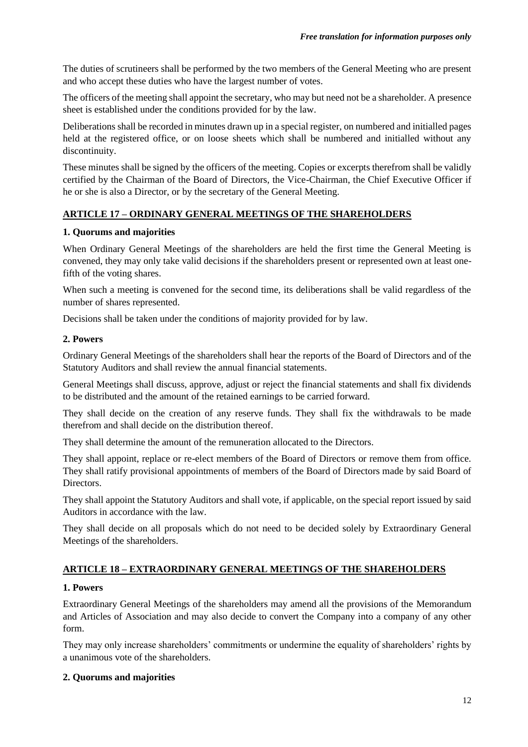The duties of scrutineers shall be performed by the two members of the General Meeting who are present and who accept these duties who have the largest number of votes.

The officers of the meeting shall appoint the secretary, who may but need not be a shareholder. A presence sheet is established under the conditions provided for by the law.

Deliberations shall be recorded in minutes drawn up in a special register, on numbered and initialled pages held at the registered office, or on loose sheets which shall be numbered and initialled without any discontinuity.

These minutes shall be signed by the officers of the meeting. Copies or excerpts therefrom shall be validly certified by the Chairman of the Board of Directors, the Vice-Chairman, the Chief Executive Officer if he or she is also a Director, or by the secretary of the General Meeting.

## ARTICLE 17 – ORDINARY GENERAL MEETINGS OF THE SHAREHOLDERS

### 1. Quorums and majorities

When Ordinary General Meetings of the shareholders are held the first time the General Meeting is convened, they may only take valid decisions if the shareholders present or represented own at least one-fifth of the voting shares.

When such a meeting is convened for the second time, its deliberations shall be valid regardless of the number of shares represented.

Decisions shall be taken under the conditions of majority provided for by law.

### 2. Powers

Ordinary General Meetings of the shareholders shall hear the reports of the Board of Directors and of the Statutory Auditors and shall review the annual financial statements.

General Meetings shall discuss, approve, adjust or reject the financial statements and shall fix dividends to be distributed and the amount of the retained earnings to be carried forward.

They shall decide on the creation of any reserve funds. They shall fix the withdrawals to be made therefrom and shall decide on the distribution thereof.

They shall determine the amount of the remuneration allocated to the Directors.

They shall appoint, replace or re-elect members of the Board of Directors or remove them from office. They shall ratify provisional appointments of members of the Board of Directors made by said Board of Directors.

They shall appoint the Statutory Auditors and shall vote, if applicable, on the special report issued by said Auditors in accordance with the law.

They shall decide on all proposals which do not need to be decided solely by Extraordinary General Meetings of the shareholders.

## ARTICLE 18 – EXTRAORDINARY GENERAL MEETINGS OF THE SHAREHOLDERS

### 1. Powers

Extraordinary General Meetings of the shareholders may amend all the provisions of the Memorandum and Articles of Association and may also decide to convert the Company into a company of any other form.

They may only increase shareholders' commitments or undermine the equality of shareholders' rights by a unanimous vote of the shareholders.

### 2. Quorums and majorities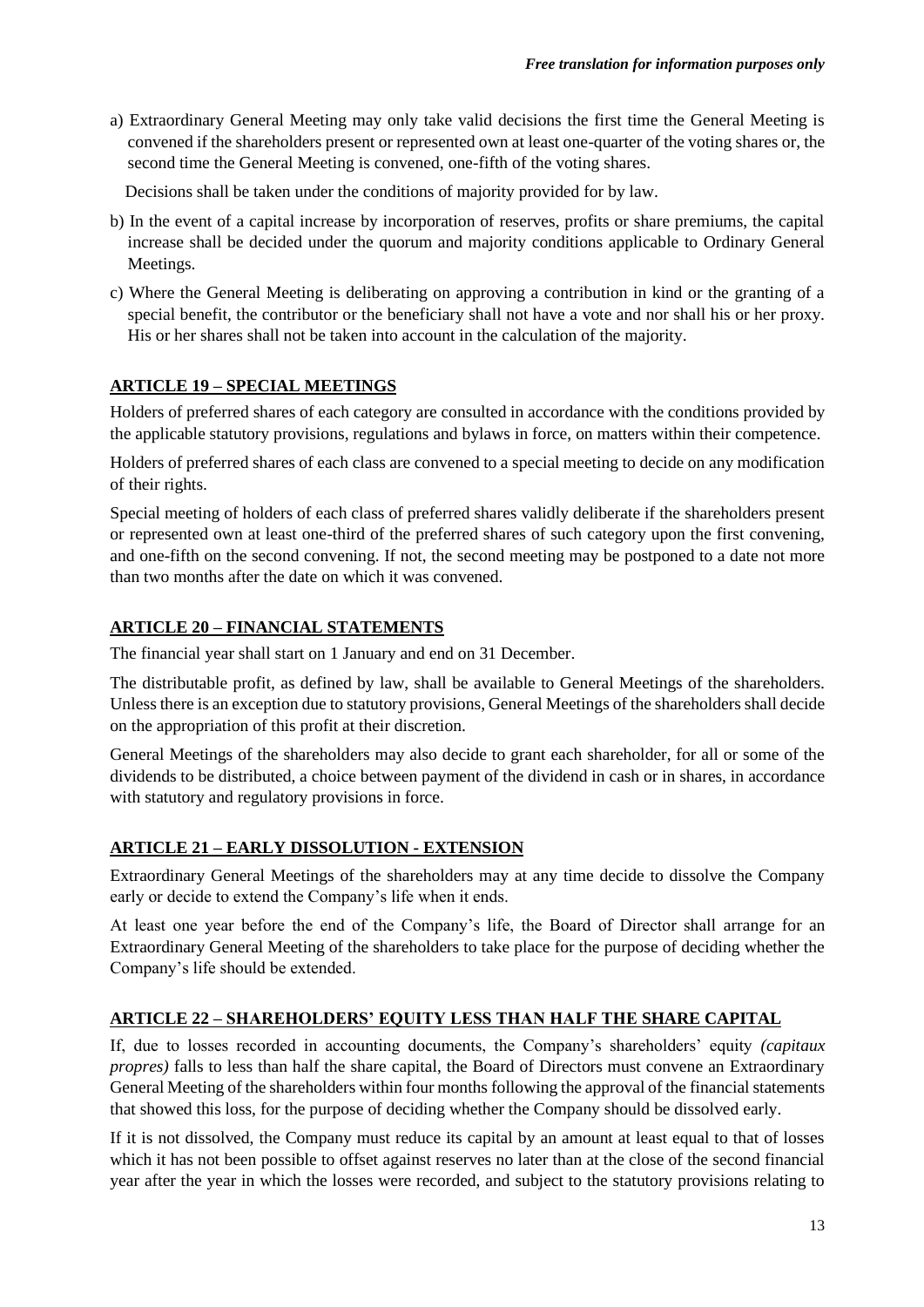a) Extraordinary General Meeting may only take valid decisions the first time the General Meeting is convened if the shareholders present or represented own at least one-quarter of the voting shares or, the second time the General Meeting is convened, one-fifth of the voting shares.

Decisions shall be taken under the conditions of majority provided for by law.

b) In the event of a capital increase by incorporation of reserves, profits or share premiums, the capital increase shall be decided under the quorum and majority conditions applicable to Ordinary General Meetings.

c) Where the General Meeting is deliberating on approving a contribution in kind or the granting of a special benefit, the contributor or the beneficiary shall not have a vote and nor shall his or her proxy. His or her shares shall not be taken into account in the calculation of the majority.

## ARTICLE 19 – SPECIAL MEETINGS

Holders of preferred shares of each category are consulted in accordance with the conditions provided by the applicable statutory provisions, regulations and bylaws in force, on matters within their competence.

Holders of preferred shares of each class are convened to a special meeting to decide on any modification of their rights.

Special meeting of holders of each class of preferred shares validly deliberate if the shareholders present or represented own at least one-third of the preferred shares of such category upon the first convening, and one-fifth on the second convening. If not, the second meeting may be postponed to a date not more than two months after the date on which it was convened.

## ARTICLE 20 – FINANCIAL STATEMENTS

The financial year shall start on 1 January and end on 31 December.

The distributable profit, as defined by law, shall be available to General Meetings of the shareholders. Unless there is an exception due to statutory provisions, General Meetings of the shareholders shall decide on the appropriation of this profit at their discretion.

General Meetings of the shareholders may also decide to grant each shareholder, for all or some of the dividends to be distributed, a choice between payment of the dividend in cash or in shares, in accordance with statutory and regulatory provisions in force.

## ARTICLE 21 – EARLY DISSOLUTION - EXTENSION

Extraordinary General Meetings of the shareholders may at any time decide to dissolve the Company early or decide to extend the Company's life when it ends.

At least one year before the end of the Company's life, the Board of Director shall arrange for an Extraordinary General Meeting of the shareholders to take place for the purpose of deciding whether the Company's life should be extended.

## ARTICLE 22 – SHAREHOLDERS' EQUITY LESS THAN HALF THE SHARE CAPITAL

If, due to losses recorded in accounting documents, the Company's shareholders' equity *(capitaux propres)* falls to less than half the share capital, the Board of Directors must convene an Extraordinary General Meeting of the shareholders within four months following the approval of the financial statements that showed this loss, for the purpose of deciding whether the Company should be dissolved early.

If it is not dissolved, the Company must reduce its capital by an amount at least equal to that of losses which it has not been possible to offset against reserves no later than at the close of the second financial year after the year in which the losses were recorded, and subject to the statutory provisions relating to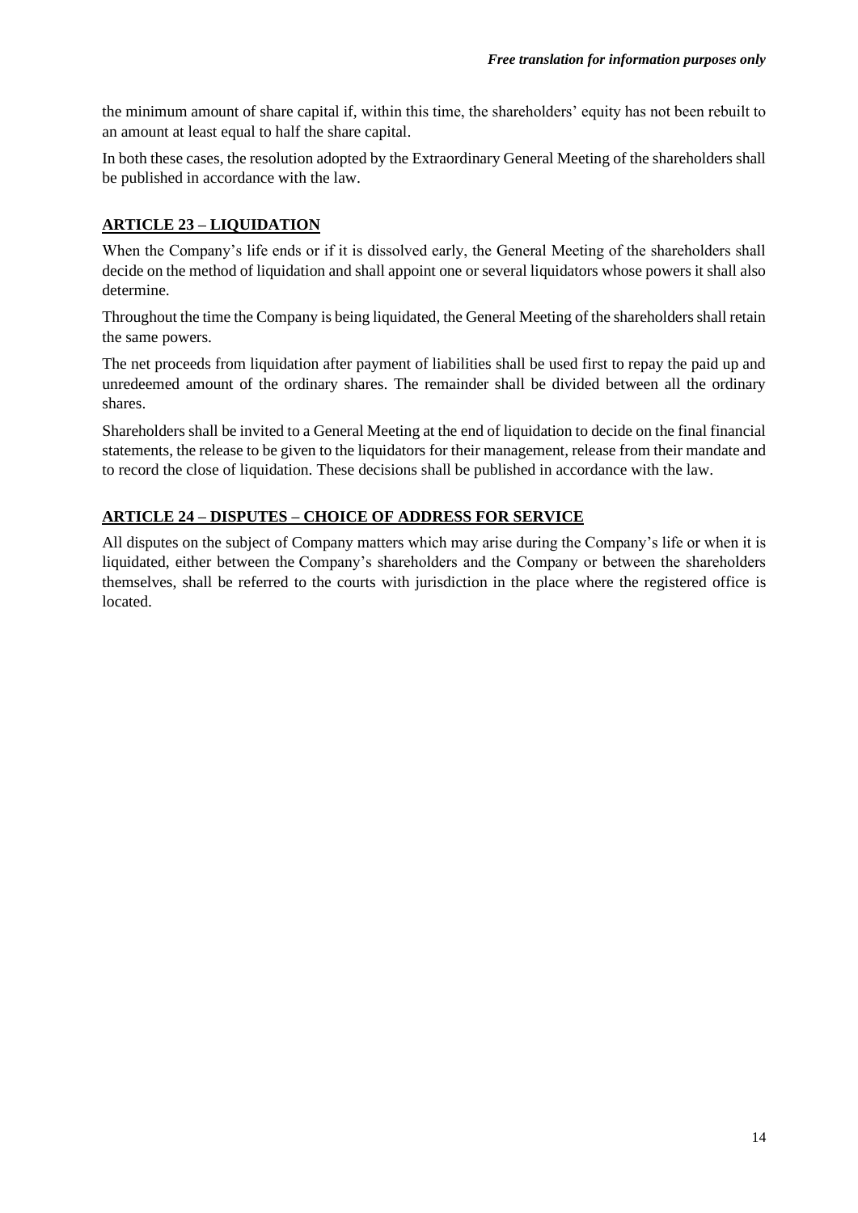the minimum amount of share capital if, within this time, the shareholders' equity has not been rebuilt to an amount at least equal to half the share capital.

In both these cases, the resolution adopted by the Extraordinary General Meeting of the shareholders shall be published in accordance with the law.

## ARTICLE 23 – LIQUIDATION

When the Company's life ends or if it is dissolved early, the General Meeting of the shareholders shall decide on the method of liquidation and shall appoint one or several liquidators whose powers it shall also determine.

Throughout the time the Company is being liquidated, the General Meeting of the shareholders shall retain the same powers.

The net proceeds from liquidation after payment of liabilities shall be used first to repay the paid up and unredeemed amount of the ordinary shares. The remainder shall be divided between all the ordinary shares.

Shareholders shall be invited to a General Meeting at the end of liquidation to decide on the final financial statements, the release to be given to the liquidators for their management, release from their mandate and to record the close of liquidation. These decisions shall be published in accordance with the law.

## ARTICLE 24 – DISPUTES – CHOICE OF ADDRESS FOR SERVICE

All disputes on the subject of Company matters which may arise during the Company's life or when it is liquidated, either between the Company's shareholders and the Company or between the shareholders themselves, shall be referred to the courts with jurisdiction in the place where the registered office is located.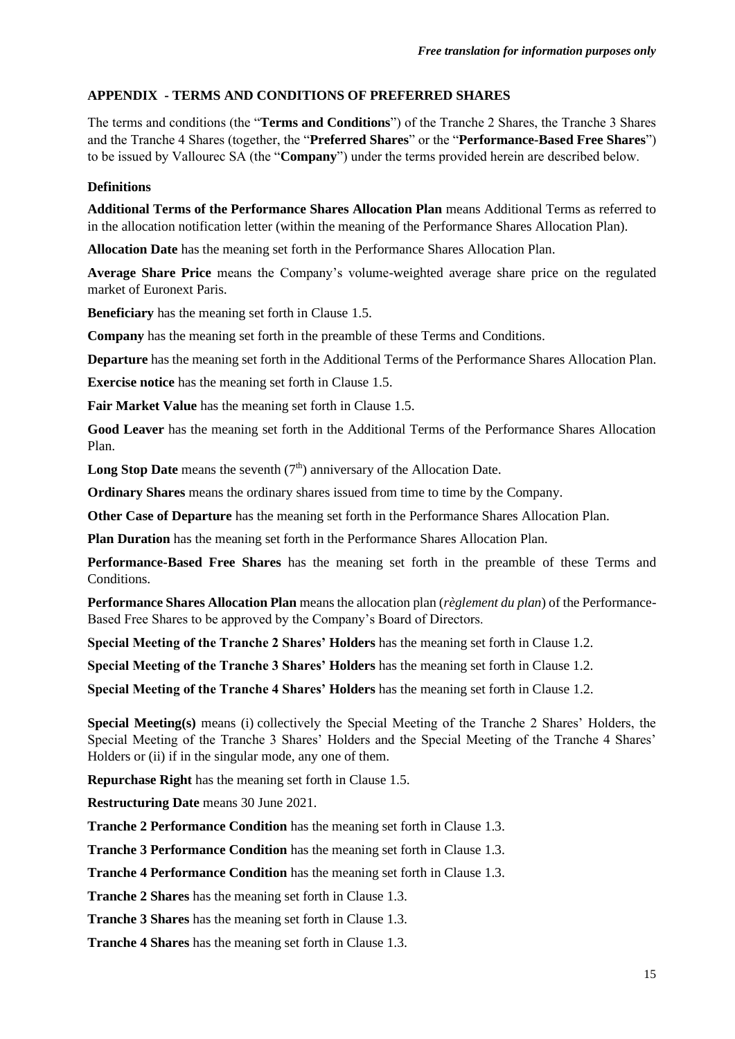*Free translation for information purposes only*

## APPENDIX - TERMS AND CONDITIONS OF PREFERRED SHARES

The terms and conditions (the "**Terms and Conditions**") of the Tranche 2 Shares, the Tranche 3 Shares and the Tranche 4 Shares (together, the "**Preferred Shares**" or the "**Performance-Based Free Shares**") to be issued by Vallourec SA (the "**Company**") under the terms provided herein are described below.

### Definitions

**Additional Terms of the Performance Shares Allocation Plan** means Additional Terms as referred to in the allocation notification letter (within the meaning of the Performance Shares Allocation Plan).

**Allocation Date** has the meaning set forth in the Performance Shares Allocation Plan.

**Average Share Price** means the Company's volume-weighted average share price on the regulated market of Euronext Paris.

**Beneficiary** has the meaning set forth in Clause 1.5.

**Company** has the meaning set forth in the preamble of these Terms and Conditions.

**Departure** has the meaning set forth in the Additional Terms of the Performance Shares Allocation Plan.

**Exercise notice** has the meaning set forth in Clause 1.5.

**Fair Market Value** has the meaning set forth in Clause 1.5.

**Good Leaver** has the meaning set forth in the Additional Terms of the Performance Shares Allocation Plan.

**Long Stop Date** means the seventh (7th) anniversary of the Allocation Date.

**Ordinary Shares** means the ordinary shares issued from time to time by the Company.

**Other Case of Departure** has the meaning set forth in the Performance Shares Allocation Plan.

**Plan Duration** has the meaning set forth in the Performance Shares Allocation Plan.

**Performance-Based Free Shares** has the meaning set forth in the preamble of these Terms and Conditions.

**Performance Shares Allocation Plan** means the allocation plan (*règlement du plan*) of the Performance-Based Free Shares to be approved by the Company's Board of Directors.

**Special Meeting of the Tranche 2 Shares' Holders** has the meaning set forth in Clause 1.2.

**Special Meeting of the Tranche 3 Shares' Holders** has the meaning set forth in Clause 1.2.

**Special Meeting of the Tranche 4 Shares' Holders** has the meaning set forth in Clause 1.2.

**Special Meeting(s)** means (i) collectively the Special Meeting of the Tranche 2 Shares' Holders, the Special Meeting of the Tranche 3 Shares' Holders and the Special Meeting of the Tranche 4 Shares' Holders or (ii) if in the singular mode, any one of them.

**Repurchase Right** has the meaning set forth in Clause 1.5.

**Restructuring Date** means 30 June 2021.

**Tranche 2 Performance Condition** has the meaning set forth in Clause 1.3.

**Tranche 3 Performance Condition** has the meaning set forth in Clause 1.3.

**Tranche 4 Performance Condition** has the meaning set forth in Clause 1.3.

**Tranche 2 Shares** has the meaning set forth in Clause 1.3.

**Tranche 3 Shares** has the meaning set forth in Clause 1.3.

**Tranche 4 Shares** has the meaning set forth in Clause 1.3.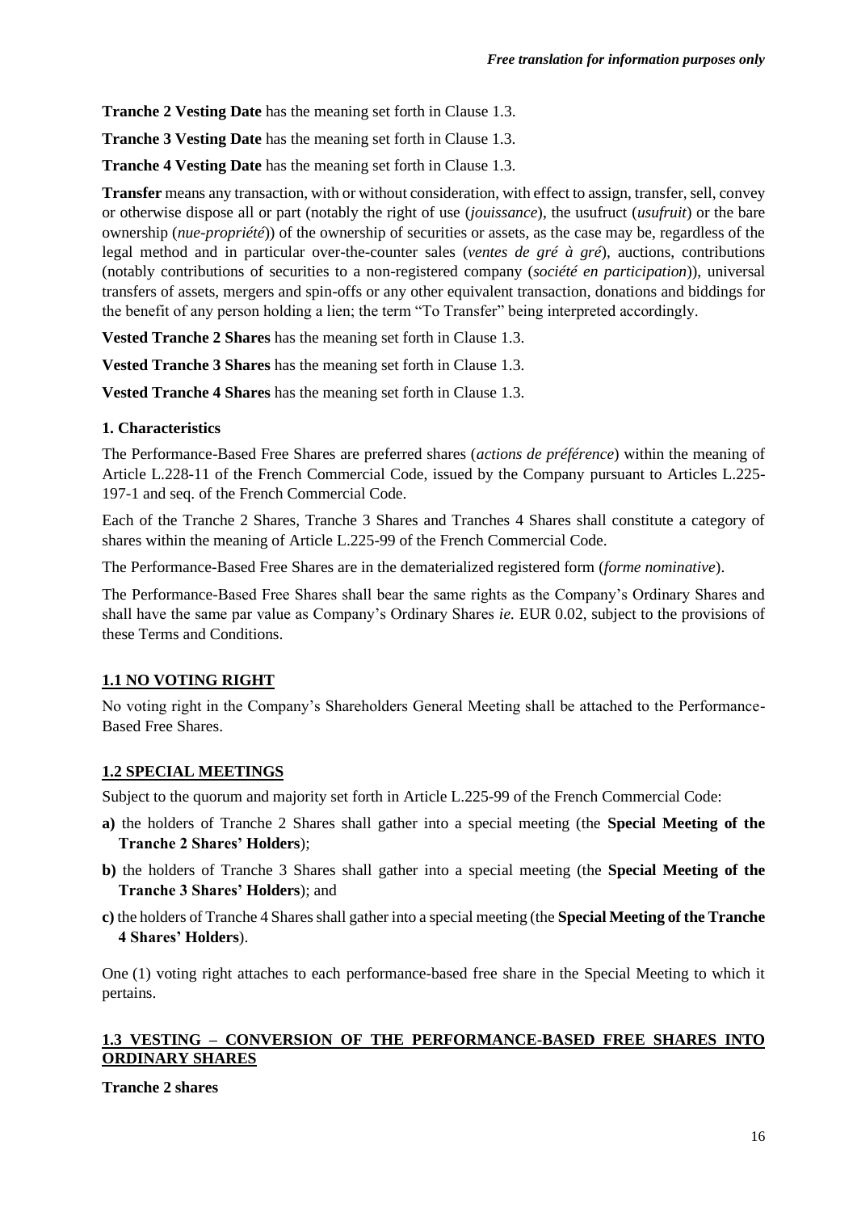**Tranche 2 Vesting Date** has the meaning set forth in Clause 1.3.

**Tranche 3 Vesting Date** has the meaning set forth in Clause 1.3.

**Tranche 4 Vesting Date** has the meaning set forth in Clause 1.3.

**Transfer** means any transaction, with or without consideration, with effect to assign, transfer, sell, convey or otherwise dispose all or part (notably the right of use (*jouissance*), the usufruct (*usufruit*) or the bare ownership (*nue-propriété*)) of the ownership of securities or assets, as the case may be, regardless of the legal method and in particular over-the-counter sales (*ventes de gré à gré*), auctions, contributions (notably contributions of securities to a non-registered company (*société en participation*)), universal transfers of assets, mergers and spin-offs or any other equivalent transaction, donations and biddings for the benefit of any person holding a lien; the term "To Transfer" being interpreted accordingly.

**Vested Tranche 2 Shares** has the meaning set forth in Clause 1.3.

**Vested Tranche 3 Shares** has the meaning set forth in Clause 1.3.

**Vested Tranche 4 Shares** has the meaning set forth in Clause 1.3.

## 1. Characteristics

The Performance-Based Free Shares are preferred shares (*actions de préférence*) within the meaning of Article L.228-11 of the French Commercial Code, issued by the Company pursuant to Articles L.225-197-1 and seq. of the French Commercial Code.

Each of the Tranche 2 Shares, Tranche 3 Shares and Tranches 4 Shares shall constitute a category of shares within the meaning of Article L.225-99 of the French Commercial Code.

The Performance-Based Free Shares are in the dematerialized registered form (*forme nominative*).

The Performance-Based Free Shares shall bear the same rights as the Company's Ordinary Shares and shall have the same par value as Company's Ordinary Shares *ie.* EUR 0.02, subject to the provisions of these Terms and Conditions.

### 1.1 NO VOTING RIGHT

No voting right in the Company's Shareholders General Meeting shall be attached to the Performance-Based Free Shares.

### 1.2 SPECIAL MEETINGS

Subject to the quorum and majority set forth in Article L.225-99 of the French Commercial Code:

**a)** the holders of Tranche 2 Shares shall gather into a special meeting (the **Special Meeting of the Tranche 2 Shares' Holders**);

**b)** the holders of Tranche 3 Shares shall gather into a special meeting (the **Special Meeting of the Tranche 3 Shares' Holders**); and

**c)** the holders of Tranche 4 Shares shall gather into a special meeting (the **Special Meeting of the Tranche 4 Shares' Holders**).

One (1) voting right attaches to each performance-based free share in the Special Meeting to which it pertains.

### 1.3 VESTING – CONVERSION OF THE PERFORMANCE-BASED FREE SHARES INTO ORDINARY SHARES

**Tranche 2 shares**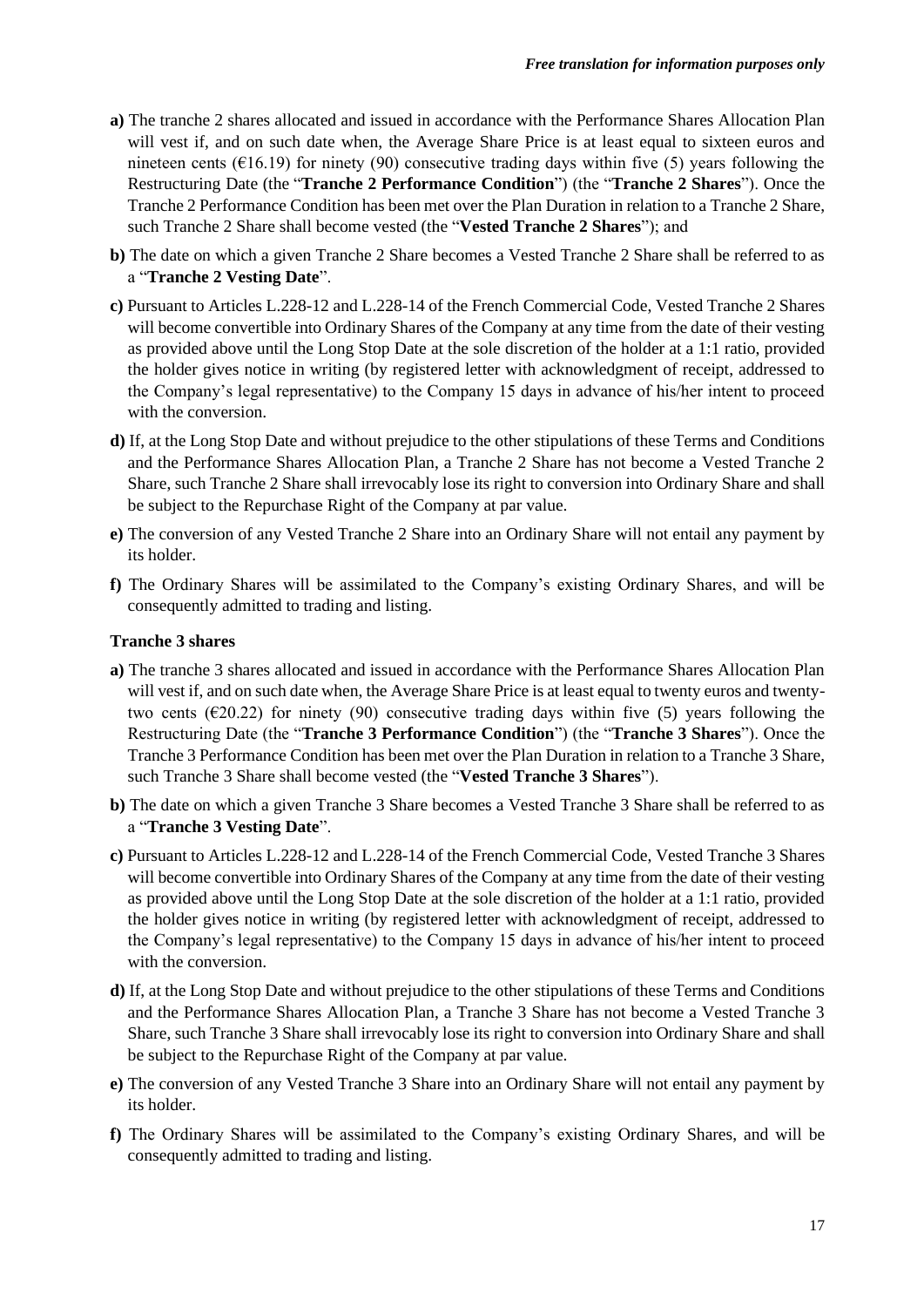*Free translation for information purposes only*

**a)** The tranche 2 shares allocated and issued in accordance with the Performance Shares Allocation Plan will vest if, and on such date when, the Average Share Price is at least equal to sixteen euros and nineteen cents (€16.19) for ninety (90) consecutive trading days within five (5) years following the Restructuring Date (the "**Tranche 2 Performance Condition**") (the "**Tranche 2 Shares**"). Once the Tranche 2 Performance Condition has been met over the Plan Duration in relation to a Tranche 2 Share, such Tranche 2 Share shall become vested (the "**Vested Tranche 2 Shares**"); and

**b)** The date on which a given Tranche 2 Share becomes a Vested Tranche 2 Share shall be referred to as a "**Tranche 2 Vesting Date**".

**c)** Pursuant to Articles L.228-12 and L.228-14 of the French Commercial Code, Vested Tranche 2 Shares will become convertible into Ordinary Shares of the Company at any time from the date of their vesting as provided above until the Long Stop Date at the sole discretion of the holder at a 1:1 ratio, provided the holder gives notice in writing (by registered letter with acknowledgment of receipt, addressed to the Company's legal representative) to the Company 15 days in advance of his/her intent to proceed with the conversion.

**d)** If, at the Long Stop Date and without prejudice to the other stipulations of these Terms and Conditions and the Performance Shares Allocation Plan, a Tranche 2 Share has not become a Vested Tranche 2 Share, such Tranche 2 Share shall irrevocably lose its right to conversion into Ordinary Share and shall be subject to the Repurchase Right of the Company at par value.

**e)** The conversion of any Vested Tranche 2 Share into an Ordinary Share will not entail any payment by its holder.

**f)** The Ordinary Shares will be assimilated to the Company's existing Ordinary Shares, and will be consequently admitted to trading and listing.

**Tranche 3 shares**

**a)** The tranche 3 shares allocated and issued in accordance with the Performance Shares Allocation Plan will vest if, and on such date when, the Average Share Price is at least equal to twenty euros and twenty-two cents (€20.22) for ninety (90) consecutive trading days within five (5) years following the Restructuring Date (the "**Tranche 3 Performance Condition**") (the "**Tranche 3 Shares**"). Once the Tranche 3 Performance Condition has been met over the Plan Duration in relation to a Tranche 3 Share, such Tranche 3 Share shall become vested (the "**Vested Tranche 3 Shares**").

**b)** The date on which a given Tranche 3 Share becomes a Vested Tranche 3 Share shall be referred to as a "**Tranche 3 Vesting Date**".

**c)** Pursuant to Articles L.228-12 and L.228-14 of the French Commercial Code, Vested Tranche 3 Shares will become convertible into Ordinary Shares of the Company at any time from the date of their vesting as provided above until the Long Stop Date at the sole discretion of the holder at a 1:1 ratio, provided the holder gives notice in writing (by registered letter with acknowledgment of receipt, addressed to the Company's legal representative) to the Company 15 days in advance of his/her intent to proceed with the conversion.

**d)** If, at the Long Stop Date and without prejudice to the other stipulations of these Terms and Conditions and the Performance Shares Allocation Plan, a Tranche 3 Share has not become a Vested Tranche 3 Share, such Tranche 3 Share shall irrevocably lose its right to conversion into Ordinary Share and shall be subject to the Repurchase Right of the Company at par value.

**e)** The conversion of any Vested Tranche 3 Share into an Ordinary Share will not entail any payment by its holder.

**f)** The Ordinary Shares will be assimilated to the Company's existing Ordinary Shares, and will be consequently admitted to trading and listing.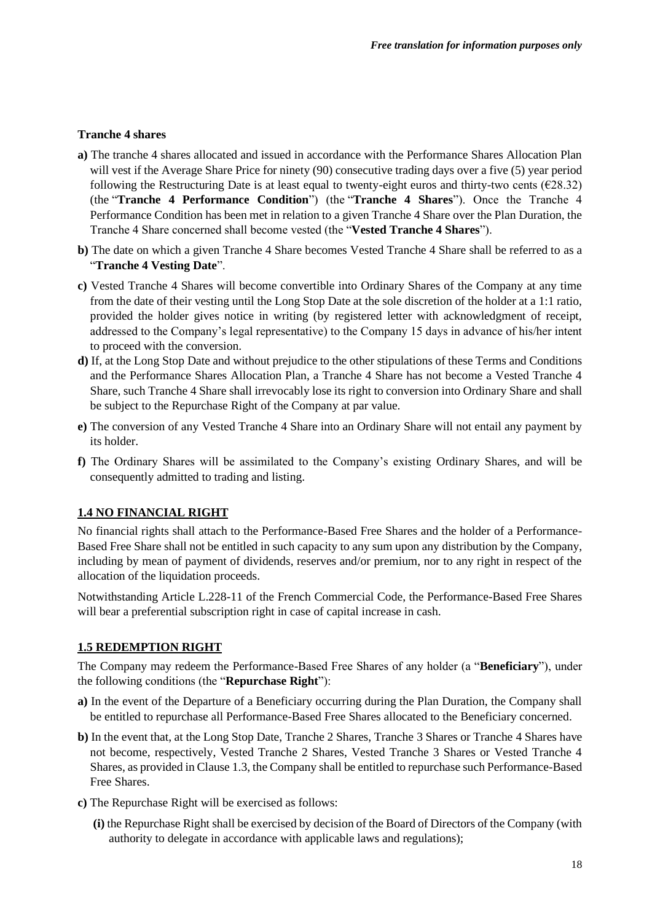**Tranche 4 shares**

**a)** The tranche 4 shares allocated and issued in accordance with the Performance Shares Allocation Plan will vest if the Average Share Price for ninety (90) consecutive trading days over a five (5) year period following the Restructuring Date is at least equal to twenty-eight euros and thirty-two cents (€28.32) (the "**Tranche 4 Performance Condition**") (the "**Tranche 4 Shares**"). Once the Tranche 4 Performance Condition has been met in relation to a given Tranche 4 Share over the Plan Duration, the Tranche 4 Share concerned shall become vested (the "**Vested Tranche 4 Shares**").

**b)** The date on which a given Tranche 4 Share becomes Vested Tranche 4 Share shall be referred to as a "**Tranche 4 Vesting Date**".

**c)** Vested Tranche 4 Shares will become convertible into Ordinary Shares of the Company at any time from the date of their vesting until the Long Stop Date at the sole discretion of the holder at a 1:1 ratio, provided the holder gives notice in writing (by registered letter with acknowledgment of receipt, addressed to the Company's legal representative) to the Company 15 days in advance of his/her intent to proceed with the conversion.

**d)** If, at the Long Stop Date and without prejudice to the other stipulations of these Terms and Conditions and the Performance Shares Allocation Plan, a Tranche 4 Share has not become a Vested Tranche 4 Share, such Tranche 4 Share shall irrevocably lose its right to conversion into Ordinary Share and shall be subject to the Repurchase Right of the Company at par value.

**e)** The conversion of any Vested Tranche 4 Share into an Ordinary Share will not entail any payment by its holder.

**f)** The Ordinary Shares will be assimilated to the Company's existing Ordinary Shares, and will be consequently admitted to trading and listing.

## 1.4 NO FINANCIAL RIGHT

No financial rights shall attach to the Performance-Based Free Shares and the holder of a Performance-Based Free Share shall not be entitled in such capacity to any sum upon any distribution by the Company, including by mean of payment of dividends, reserves and/or premium, nor to any right in respect of the allocation of the liquidation proceeds.

Notwithstanding Article L.228-11 of the French Commercial Code, the Performance-Based Free Shares will bear a preferential subscription right in case of capital increase in cash.

## 1.5 REDEMPTION RIGHT

The Company may redeem the Performance-Based Free Shares of any holder (a "**Beneficiary**"), under the following conditions (the "**Repurchase Right**"):

**a)** In the event of the Departure of a Beneficiary occurring during the Plan Duration, the Company shall be entitled to repurchase all Performance-Based Free Shares allocated to the Beneficiary concerned.

**b)** In the event that, at the Long Stop Date, Tranche 2 Shares, Tranche 3 Shares or Tranche 4 Shares have not become, respectively, Vested Tranche 2 Shares, Vested Tranche 3 Shares or Vested Tranche 4 Shares, as provided in Clause 1.3, the Company shall be entitled to repurchase such Performance-Based Free Shares.

**c)** The Repurchase Right will be exercised as follows:

**(i)** the Repurchase Right shall be exercised by decision of the Board of Directors of the Company (with authority to delegate in accordance with applicable laws and regulations);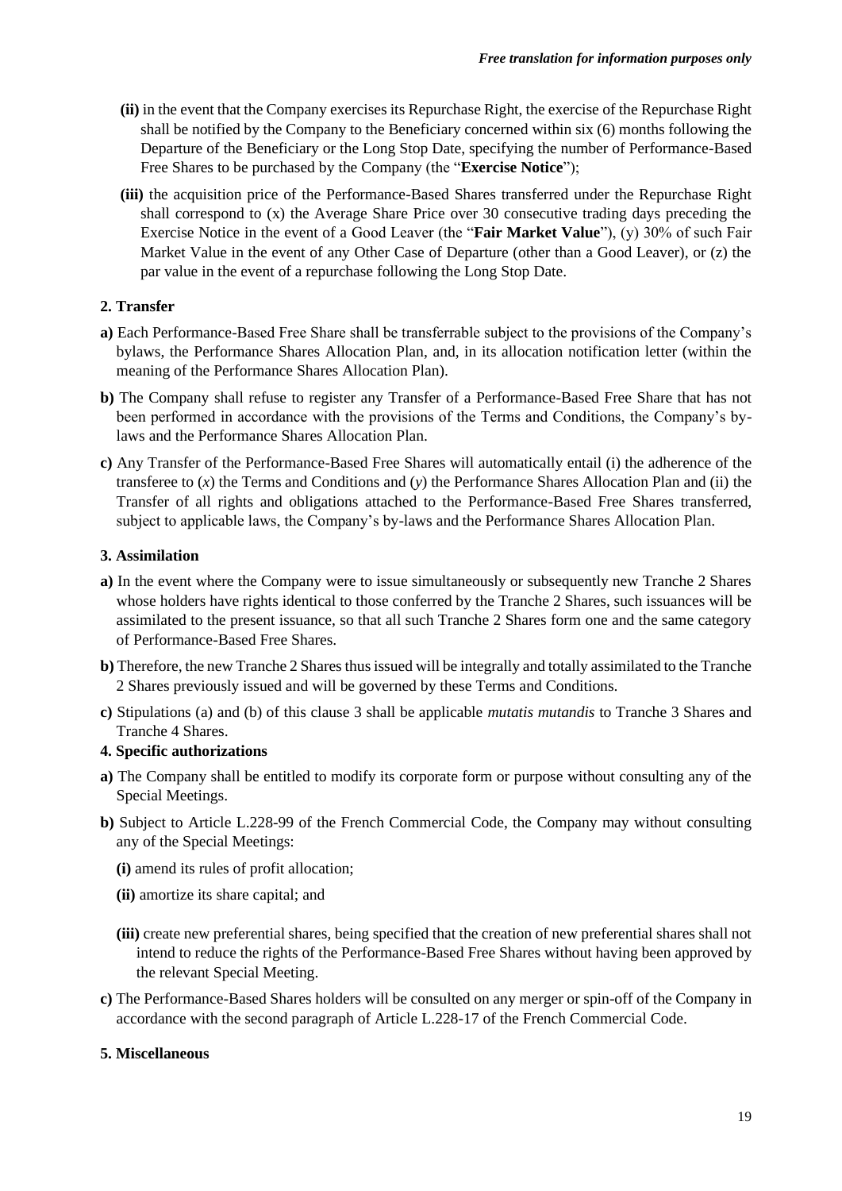**(ii)** in the event that the Company exercises its Repurchase Right, the exercise of the Repurchase Right shall be notified by the Company to the Beneficiary concerned within six (6) months following the Departure of the Beneficiary or the Long Stop Date, specifying the number of Performance-Based Free Shares to be purchased by the Company (the "**Exercise Notice**");

**(iii)** the acquisition price of the Performance-Based Shares transferred under the Repurchase Right shall correspond to (x) the Average Share Price over 30 consecutive trading days preceding the Exercise Notice in the event of a Good Leaver (the "**Fair Market Value**"), (y) 30% of such Fair Market Value in the event of any Other Case of Departure (other than a Good Leaver), or (z) the par value in the event of a repurchase following the Long Stop Date.

**2. Transfer**

**a)** Each Performance-Based Free Share shall be transferrable subject to the provisions of the Company's bylaws, the Performance Shares Allocation Plan, and, in its allocation notification letter (within the meaning of the Performance Shares Allocation Plan).

**b)** The Company shall refuse to register any Transfer of a Performance-Based Free Share that has not been performed in accordance with the provisions of the Terms and Conditions, the Company's by-laws and the Performance Shares Allocation Plan.

**c)** Any Transfer of the Performance-Based Free Shares will automatically entail (i) the adherence of the transferee to (*x*) the Terms and Conditions and (*y*) the Performance Shares Allocation Plan and (ii) the Transfer of all rights and obligations attached to the Performance-Based Free Shares transferred, subject to applicable laws, the Company's by-laws and the Performance Shares Allocation Plan.

**3. Assimilation**

**a)** In the event where the Company were to issue simultaneously or subsequently new Tranche 2 Shares whose holders have rights identical to those conferred by the Tranche 2 Shares, such issuances will be assimilated to the present issuance, so that all such Tranche 2 Shares form one and the same category of Performance-Based Free Shares.

**b)** Therefore, the new Tranche 2 Shares thus issued will be integrally and totally assimilated to the Tranche 2 Shares previously issued and will be governed by these Terms and Conditions.

**c)** Stipulations (a) and (b) of this clause 3 shall be applicable *mutatis mutandis* to Tranche 3 Shares and Tranche 4 Shares.

**4. Specific authorizations**

**a)** The Company shall be entitled to modify its corporate form or purpose without consulting any of the Special Meetings.

**b)** Subject to Article L.228-99 of the French Commercial Code, the Company may without consulting any of the Special Meetings:

**(i)** amend its rules of profit allocation;

**(ii)** amortize its share capital; and

**(iii)** create new preferential shares, being specified that the creation of new preferential shares shall not intend to reduce the rights of the Performance-Based Free Shares without having been approved by the relevant Special Meeting.

**c)** The Performance-Based Shares holders will be consulted on any merger or spin-off of the Company in accordance with the second paragraph of Article L.228-17 of the French Commercial Code.

**5. Miscellaneous**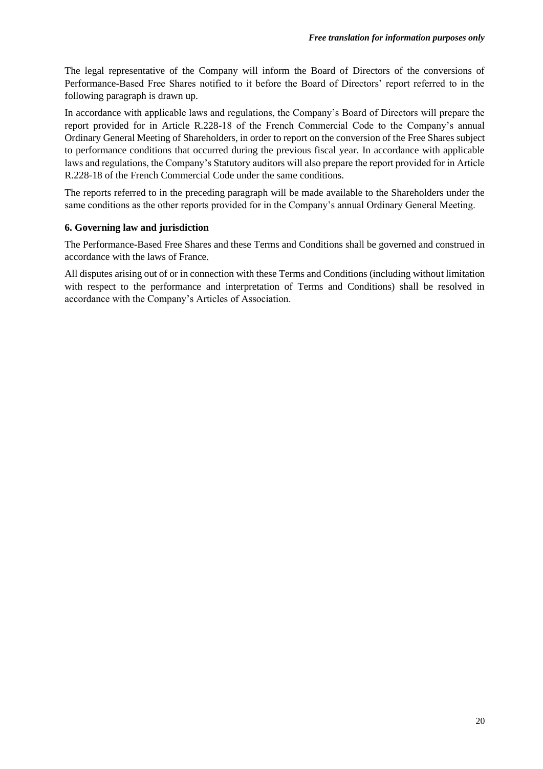The legal representative of the Company will inform the Board of Directors of the conversions of Performance-Based Free Shares notified to it before the Board of Directors' report referred to in the following paragraph is drawn up.

In accordance with applicable laws and regulations, the Company's Board of Directors will prepare the report provided for in Article R.228-18 of the French Commercial Code to the Company's annual Ordinary General Meeting of Shareholders, in order to report on the conversion of the Free Shares subject to performance conditions that occurred during the previous fiscal year. In accordance with applicable laws and regulations, the Company's Statutory auditors will also prepare the report provided for in Article R.228-18 of the French Commercial Code under the same conditions.

The reports referred to in the preceding paragraph will be made available to the Shareholders under the same conditions as the other reports provided for in the Company's annual Ordinary General Meeting.

### 6. Governing law and jurisdiction

The Performance-Based Free Shares and these Terms and Conditions shall be governed and construed in accordance with the laws of France.

All disputes arising out of or in connection with these Terms and Conditions (including without limitation with respect to the performance and interpretation of Terms and Conditions) shall be resolved in accordance with the Company's Articles of Association.